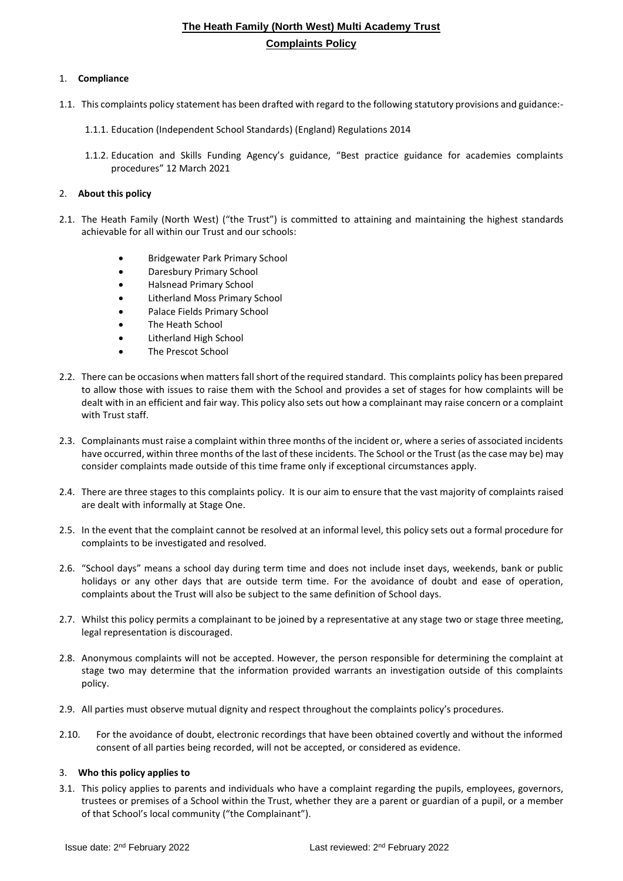# The Heath Family (North West) Multi Academy Trust

## Complaints Policy

1. **Compliance**

1.1. This complaints policy statement has been drafted with regard to the following statutory provisions and guidance:-

1.1.1. Education (Independent School Standards) (England) Regulations 2014

1.1.2. Education and Skills Funding Agency's guidance, "Best practice guidance for academies complaints procedures" 12 March 2021

2. **About this policy**

2.1. The Heath Family (North West) ("the Trust") is committed to attaining and maintaining the highest standards achievable for all within our Trust and our schools:

- Bridgewater Park Primary School
- Daresbury Primary School
- Halsnead Primary School
- Litherland Moss Primary School
- Palace Fields Primary School
- The Heath School
- Litherland High School
- The Prescot School

2.2. There can be occasions when matters fall short of the required standard. This complaints policy has been prepared to allow those with issues to raise them with the School and provides a set of stages for how complaints will be dealt with in an efficient and fair way. This policy also sets out how a complainant may raise concern or a complaint with Trust staff.

2.3. Complainants must raise a complaint within three months of the incident or, where a series of associated incidents have occurred, within three months of the last of these incidents. The School or the Trust (as the case may be) may consider complaints made outside of this time frame only if exceptional circumstances apply.

2.4. There are three stages to this complaints policy. It is our aim to ensure that the vast majority of complaints raised are dealt with informally at Stage One.

2.5. In the event that the complaint cannot be resolved at an informal level, this policy sets out a formal procedure for complaints to be investigated and resolved.

2.6. "School days" means a school day during term time and does not include inset days, weekends, bank or public holidays or any other days that are outside term time. For the avoidance of doubt and ease of operation, complaints about the Trust will also be subject to the same definition of School days.

2.7. Whilst this policy permits a complainant to be joined by a representative at any stage two or stage three meeting, legal representation is discouraged.

2.8. Anonymous complaints will not be accepted. However, the person responsible for determining the complaint at stage two may determine that the information provided warrants an investigation outside of this complaints policy.

2.9. All parties must observe mutual dignity and respect throughout the complaints policy's procedures.

2.10. For the avoidance of doubt, electronic recordings that have been obtained covertly and without the informed consent of all parties being recorded, will not be accepted, or considered as evidence.

3. **Who this policy applies to**

3.1. This policy applies to parents and individuals who have a complaint regarding the pupils, employees, governors, trustees or premises of a School within the Trust, whether they are a parent or guardian of a pupil, or a member of that School's local community ("the Complainant").

Issue date: 2nd February 2022 Last reviewed: 2nd February 2022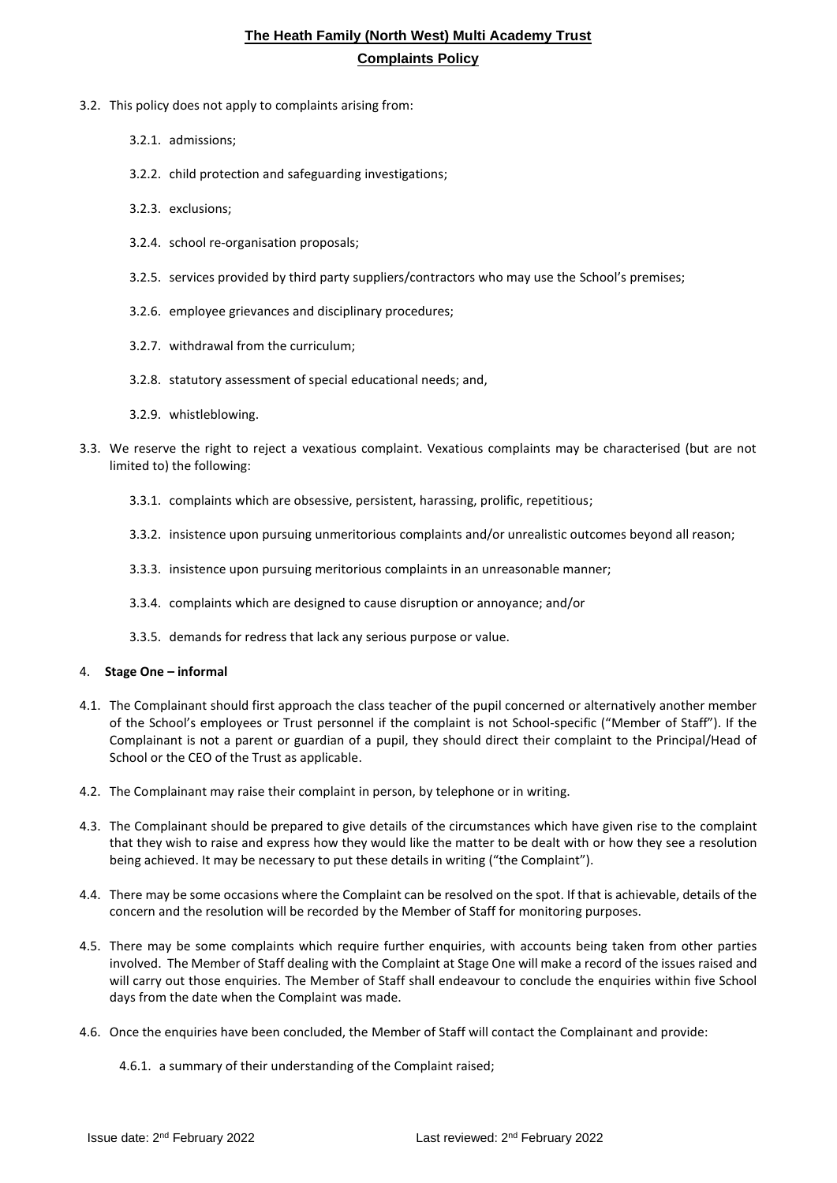3.2. This policy does not apply to complaints arising from:

3.2.1. admissions;

3.2.2. child protection and safeguarding investigations;

3.2.3. exclusions;

3.2.4. school re-organisation proposals;

3.2.5. services provided by third party suppliers/contractors who may use the School's premises;

3.2.6. employee grievances and disciplinary procedures;

3.2.7. withdrawal from the curriculum;

3.2.8. statutory assessment of special educational needs; and,

3.2.9. whistleblowing.

3.3. We reserve the right to reject a vexatious complaint. Vexatious complaints may be characterised (but are not limited to) the following:

3.3.1. complaints which are obsessive, persistent, harassing, prolific, repetitious;

3.3.2. insistence upon pursuing unmeritorious complaints and/or unrealistic outcomes beyond all reason;

3.3.3. insistence upon pursuing meritorious complaints in an unreasonable manner;

3.3.4. complaints which are designed to cause disruption or annoyance; and/or

3.3.5. demands for redress that lack any serious purpose or value.

## 4. **Stage One – informal**

4.1. The Complainant should first approach the class teacher of the pupil concerned or alternatively another member of the School's employees or Trust personnel if the complaint is not School-specific ("Member of Staff"). If the Complainant is not a parent or guardian of a pupil, they should direct their complaint to the Principal/Head of School or the CEO of the Trust as applicable.

4.2. The Complainant may raise their complaint in person, by telephone or in writing.

4.3. The Complainant should be prepared to give details of the circumstances which have given rise to the complaint that they wish to raise and express how they would like the matter to be dealt with or how they see a resolution being achieved. It may be necessary to put these details in writing ("the Complaint").

4.4. There may be some occasions where the Complaint can be resolved on the spot. If that is achievable, details of the concern and the resolution will be recorded by the Member of Staff for monitoring purposes.

4.5. There may be some complaints which require further enquiries, with accounts being taken from other parties involved. The Member of Staff dealing with the Complaint at Stage One will make a record of the issues raised and will carry out those enquiries. The Member of Staff shall endeavour to conclude the enquiries within five School days from the date when the Complaint was made.

4.6. Once the enquiries have been concluded, the Member of Staff will contact the Complainant and provide:

4.6.1. a summary of their understanding of the Complaint raised;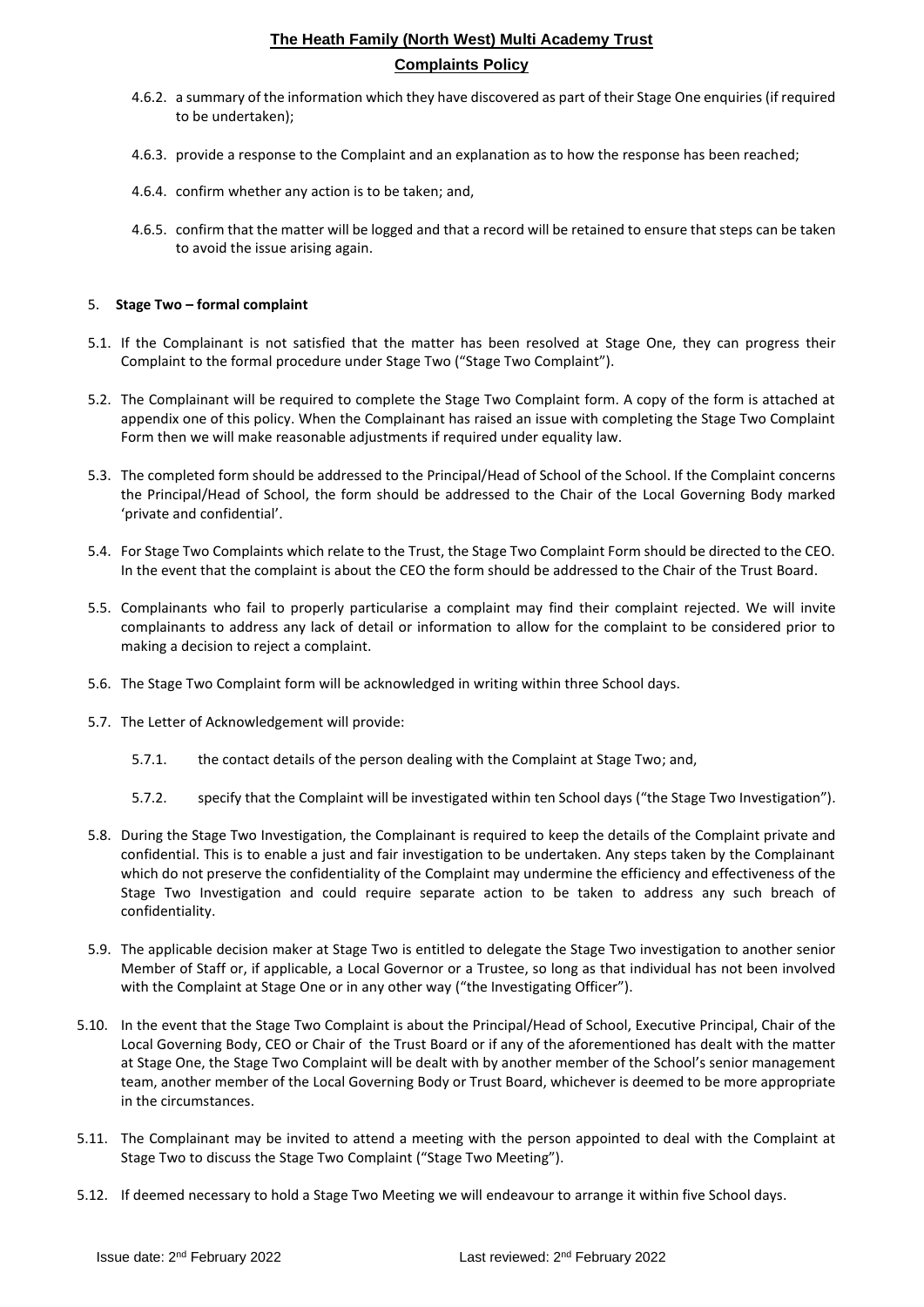4.6.2. a summary of the information which they have discovered as part of their Stage One enquiries (if required to be undertaken);

4.6.3. provide a response to the Complaint and an explanation as to how the response has been reached;

4.6.4. confirm whether any action is to be taken; and,

4.6.5. confirm that the matter will be logged and that a record will be retained to ensure that steps can be taken to avoid the issue arising again.

## 5. Stage Two – formal complaint

5.1. If the Complainant is not satisfied that the matter has been resolved at Stage One, they can progress their Complaint to the formal procedure under Stage Two ("Stage Two Complaint").

5.2. The Complainant will be required to complete the Stage Two Complaint form. A copy of the form is attached at appendix one of this policy. When the Complainant has raised an issue with completing the Stage Two Complaint Form then we will make reasonable adjustments if required under equality law.

5.3. The completed form should be addressed to the Principal/Head of School of the School. If the Complaint concerns the Principal/Head of School, the form should be addressed to the Chair of the Local Governing Body marked 'private and confidential'.

5.4. For Stage Two Complaints which relate to the Trust, the Stage Two Complaint Form should be directed to the CEO. In the event that the complaint is about the CEO the form should be addressed to the Chair of the Trust Board.

5.5. Complainants who fail to properly particularise a complaint may find their complaint rejected. We will invite complainants to address any lack of detail or information to allow for the complaint to be considered prior to making a decision to reject a complaint.

5.6. The Stage Two Complaint form will be acknowledged in writing within three School days.

5.7. The Letter of Acknowledgement will provide:

5.7.1. the contact details of the person dealing with the Complaint at Stage Two; and,

5.7.2. specify that the Complaint will be investigated within ten School days ("the Stage Two Investigation").

5.8. During the Stage Two Investigation, the Complainant is required to keep the details of the Complaint private and confidential. This is to enable a just and fair investigation to be undertaken. Any steps taken by the Complainant which do not preserve the confidentiality of the Complaint may undermine the efficiency and effectiveness of the Stage Two Investigation and could require separate action to be taken to address any such breach of confidentiality.

5.9. The applicable decision maker at Stage Two is entitled to delegate the Stage Two investigation to another senior Member of Staff or, if applicable, a Local Governor or a Trustee, so long as that individual has not been involved with the Complaint at Stage One or in any other way ("the Investigating Officer").

5.10. In the event that the Stage Two Complaint is about the Principal/Head of School, Executive Principal, Chair of the Local Governing Body, CEO or Chair of the Trust Board or if any of the aforementioned has dealt with the matter at Stage One, the Stage Two Complaint will be dealt with by another member of the School's senior management team, another member of the Local Governing Body or Trust Board, whichever is deemed to be more appropriate in the circumstances.

5.11. The Complainant may be invited to attend a meeting with the person appointed to deal with the Complaint at Stage Two to discuss the Stage Two Complaint ("Stage Two Meeting").

5.12. If deemed necessary to hold a Stage Two Meeting we will endeavour to arrange it within five School days.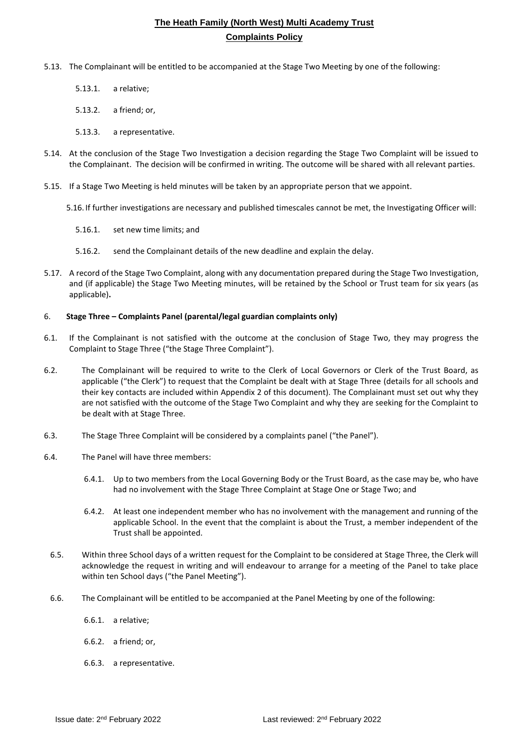5.13. The Complainant will be entitled to be accompanied at the Stage Two Meeting by one of the following:

5.13.1. a relative;

5.13.2. a friend; or,

5.13.3. a representative.

5.14. At the conclusion of the Stage Two Investigation a decision regarding the Stage Two Complaint will be issued to the Complainant. The decision will be confirmed in writing. The outcome will be shared with all relevant parties.

5.15. If a Stage Two Meeting is held minutes will be taken by an appropriate person that we appoint.

5.16. If further investigations are necessary and published timescales cannot be met, the Investigating Officer will:

5.16.1. set new time limits; and

5.16.2. send the Complainant details of the new deadline and explain the delay.

5.17. A record of the Stage Two Complaint, along with any documentation prepared during the Stage Two Investigation, and (if applicable) the Stage Two Meeting minutes, will be retained by the School or Trust team for six years (as applicable).

## 6. Stage Three – Complaints Panel (parental/legal guardian complaints only)

6.1. If the Complainant is not satisfied with the outcome at the conclusion of Stage Two, they may progress the Complaint to Stage Three ("the Stage Three Complaint").

6.2. The Complainant will be required to write to the Clerk of Local Governors or Clerk of the Trust Board, as applicable ("the Clerk") to request that the Complaint be dealt with at Stage Three (details for all schools and their key contacts are included within Appendix 2 of this document). The Complainant must set out why they are not satisfied with the outcome of the Stage Two Complaint and why they are seeking for the Complaint to be dealt with at Stage Three.

6.3. The Stage Three Complaint will be considered by a complaints panel ("the Panel").

6.4. The Panel will have three members:

6.4.1. Up to two members from the Local Governing Body or the Trust Board, as the case may be, who have had no involvement with the Stage Three Complaint at Stage One or Stage Two; and

6.4.2. At least one independent member who has no involvement with the management and running of the applicable School. In the event that the complaint is about the Trust, a member independent of the Trust shall be appointed.

6.5. Within three School days of a written request for the Complaint to be considered at Stage Three, the Clerk will acknowledge the request in writing and will endeavour to arrange for a meeting of the Panel to take place within ten School days ("the Panel Meeting").

6.6. The Complainant will be entitled to be accompanied at the Panel Meeting by one of the following:

6.6.1. a relative;

6.6.2. a friend; or,

6.6.3. a representative.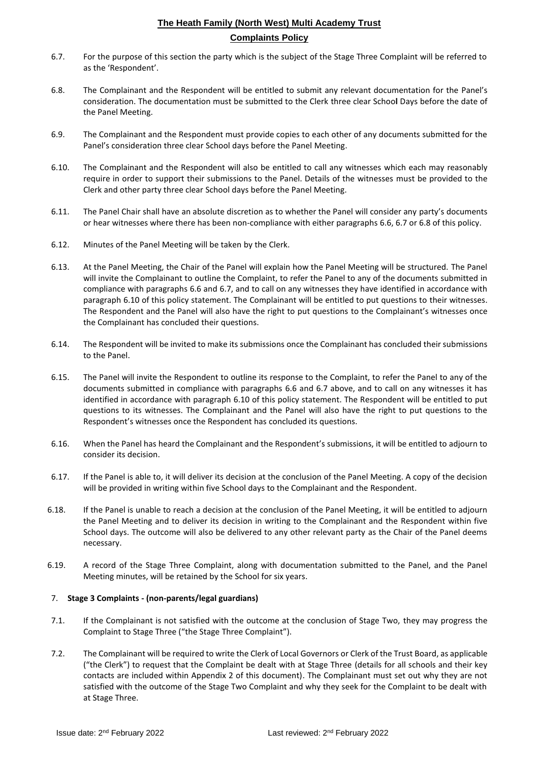6.7. For the purpose of this section the party which is the subject of the Stage Three Complaint will be referred to as the 'Respondent'.

6.8. The Complainant and the Respondent will be entitled to submit any relevant documentation for the Panel's consideration. The documentation must be submitted to the Clerk three clear School Days before the date of the Panel Meeting.

6.9. The Complainant and the Respondent must provide copies to each other of any documents submitted for the Panel's consideration three clear School days before the Panel Meeting.

6.10. The Complainant and the Respondent will also be entitled to call any witnesses which each may reasonably require in order to support their submissions to the Panel. Details of the witnesses must be provided to the Clerk and other party three clear School days before the Panel Meeting.

6.11. The Panel Chair shall have an absolute discretion as to whether the Panel will consider any party's documents or hear witnesses where there has been non-compliance with either paragraphs 6.6, 6.7 or 6.8 of this policy.

6.12. Minutes of the Panel Meeting will be taken by the Clerk.

6.13. At the Panel Meeting, the Chair of the Panel will explain how the Panel Meeting will be structured. The Panel will invite the Complainant to outline the Complaint, to refer the Panel to any of the documents submitted in compliance with paragraphs 6.6 and 6.7, and to call on any witnesses they have identified in accordance with paragraph 6.10 of this policy statement. The Complainant will be entitled to put questions to their witnesses. The Respondent and the Panel will also have the right to put questions to the Complainant's witnesses once the Complainant has concluded their questions.

6.14. The Respondent will be invited to make its submissions once the Complainant has concluded their submissions to the Panel.

6.15. The Panel will invite the Respondent to outline its response to the Complaint, to refer the Panel to any of the documents submitted in compliance with paragraphs 6.6 and 6.7 above, and to call on any witnesses it has identified in accordance with paragraph 6.10 of this policy statement. The Respondent will be entitled to put questions to its witnesses. The Complainant and the Panel will also have the right to put questions to the Respondent's witnesses once the Respondent has concluded its questions.

6.16. When the Panel has heard the Complainant and the Respondent's submissions, it will be entitled to adjourn to consider its decision.

6.17. If the Panel is able to, it will deliver its decision at the conclusion of the Panel Meeting. A copy of the decision will be provided in writing within five School days to the Complainant and the Respondent.

6.18. If the Panel is unable to reach a decision at the conclusion of the Panel Meeting, it will be entitled to adjourn the Panel Meeting and to deliver its decision in writing to the Complainant and the Respondent within five School days. The outcome will also be delivered to any other relevant party as the Chair of the Panel deems necessary.

6.19. A record of the Stage Three Complaint, along with documentation submitted to the Panel, and the Panel Meeting minutes, will be retained by the School for six years.

## 7. Stage 3 Complaints - (non-parents/legal guardians)

7.1. If the Complainant is not satisfied with the outcome at the conclusion of Stage Two, they may progress the Complaint to Stage Three ("the Stage Three Complaint").

7.2. The Complainant will be required to write the Clerk of Local Governors or Clerk of the Trust Board, as applicable ("the Clerk") to request that the Complaint be dealt with at Stage Three (details for all schools and their key contacts are included within Appendix 2 of this document). The Complainant must set out why they are not satisfied with the outcome of the Stage Two Complaint and why they seek for the Complaint to be dealt with at Stage Three.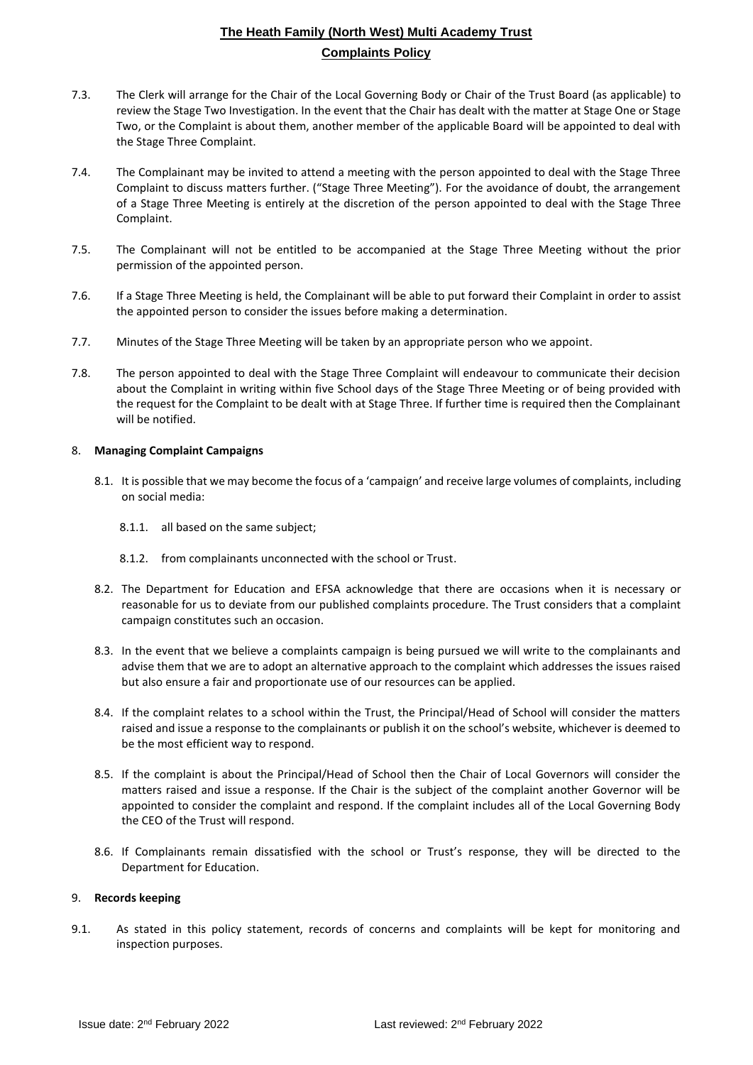7.3. The Clerk will arrange for the Chair of the Local Governing Body or Chair of the Trust Board (as applicable) to review the Stage Two Investigation. In the event that the Chair has dealt with the matter at Stage One or Stage Two, or the Complaint is about them, another member of the applicable Board will be appointed to deal with the Stage Three Complaint.

7.4. The Complainant may be invited to attend a meeting with the person appointed to deal with the Stage Three Complaint to discuss matters further. ("Stage Three Meeting"). For the avoidance of doubt, the arrangement of a Stage Three Meeting is entirely at the discretion of the person appointed to deal with the Stage Three Complaint.

7.5. The Complainant will not be entitled to be accompanied at the Stage Three Meeting without the prior permission of the appointed person.

7.6. If a Stage Three Meeting is held, the Complainant will be able to put forward their Complaint in order to assist the appointed person to consider the issues before making a determination.

7.7. Minutes of the Stage Three Meeting will be taken by an appropriate person who we appoint.

7.8. The person appointed to deal with the Stage Three Complaint will endeavour to communicate their decision about the Complaint in writing within five School days of the Stage Three Meeting or of being provided with the request for the Complaint to be dealt with at Stage Three. If further time is required then the Complainant will be notified.

## 8. **Managing Complaint Campaigns**

8.1. It is possible that we may become the focus of a 'campaign' and receive large volumes of complaints, including on social media:

8.1.1. all based on the same subject;

8.1.2. from complainants unconnected with the school or Trust.

8.2. The Department for Education and EFSA acknowledge that there are occasions when it is necessary or reasonable for us to deviate from our published complaints procedure. The Trust considers that a complaint campaign constitutes such an occasion.

8.3. In the event that we believe a complaints campaign is being pursued we will write to the complainants and advise them that we are to adopt an alternative approach to the complaint which addresses the issues raised but also ensure a fair and proportionate use of our resources can be applied.

8.4. If the complaint relates to a school within the Trust, the Principal/Head of School will consider the matters raised and issue a response to the complainants or publish it on the school's website, whichever is deemed to be the most efficient way to respond.

8.5. If the complaint is about the Principal/Head of School then the Chair of Local Governors will consider the matters raised and issue a response. If the Chair is the subject of the complaint another Governor will be appointed to consider the complaint and respond. If the complaint includes all of the Local Governing Body the CEO of the Trust will respond.

8.6. If Complainants remain dissatisfied with the school or Trust's response, they will be directed to the Department for Education.

## 9. **Records keeping**

9.1. As stated in this policy statement, records of concerns and complaints will be kept for monitoring and inspection purposes.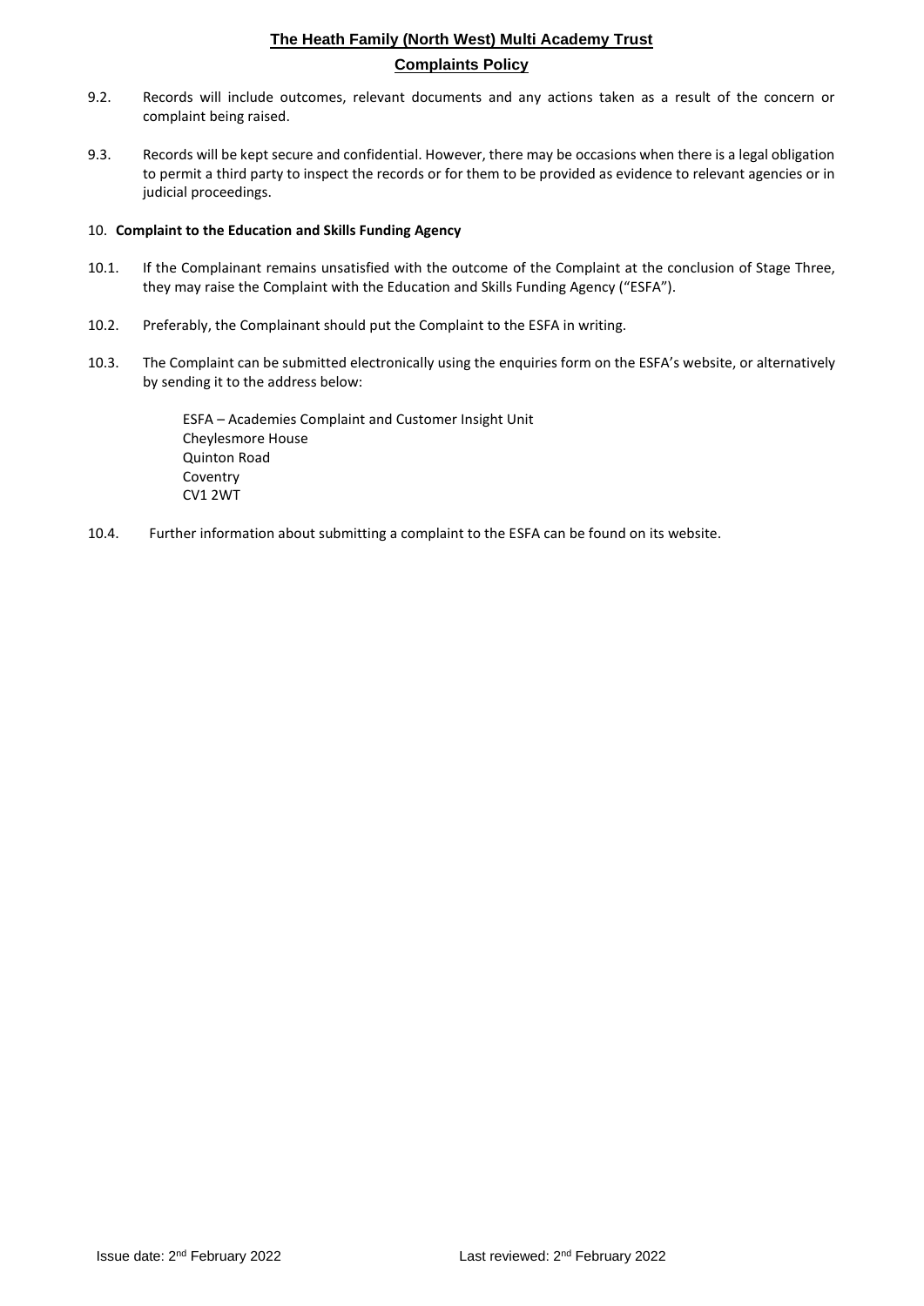9.2. Records will include outcomes, relevant documents and any actions taken as a result of the concern or complaint being raised.

9.3. Records will be kept secure and confidential. However, there may be occasions when there is a legal obligation to permit a third party to inspect the records or for them to be provided as evidence to relevant agencies or in judicial proceedings.

## 10. **Complaint to the Education and Skills Funding Agency**

10.1. If the Complainant remains unsatisfied with the outcome of the Complaint at the conclusion of Stage Three, they may raise the Complaint with the Education and Skills Funding Agency ("ESFA").

10.2. Preferably, the Complainant should put the Complaint to the ESFA in writing.

10.3. The Complaint can be submitted electronically using the enquiries form on the ESFA's website, or alternatively by sending it to the address below:

ESFA – Academies Complaint and Customer Insight Unit
Cheylesmore House
Quinton Road
Coventry
CV1 2WT

10.4. Further information about submitting a complaint to the ESFA can be found on its website.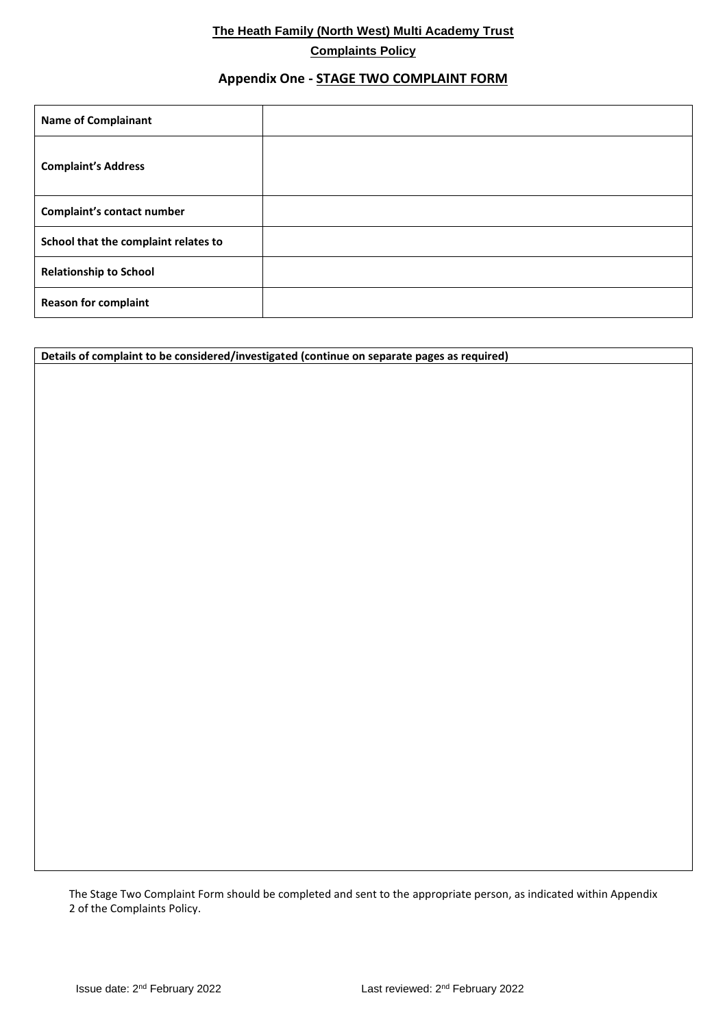**The Heath Family (North West) Multi Academy Trust**

**Complaints Policy**

## Appendix One - STAGE TWO COMPLAINT FORM

| **Name of Complainant** | |
|---|---|
| **Complaint's Address** | |
| **Complaint's contact number** | |
| **School that the complaint relates to** | |
| **Relationship to School** | |
| **Reason for complaint** | |

| **Details of complaint to be considered/investigated (continue on separate pages as required)** |
|---|
| |

The Stage Two Complaint Form should be completed and sent to the appropriate person, as indicated within Appendix 2 of the Complaints Policy.

Issue date: 2nd February 2022 Last reviewed: 2nd February 2022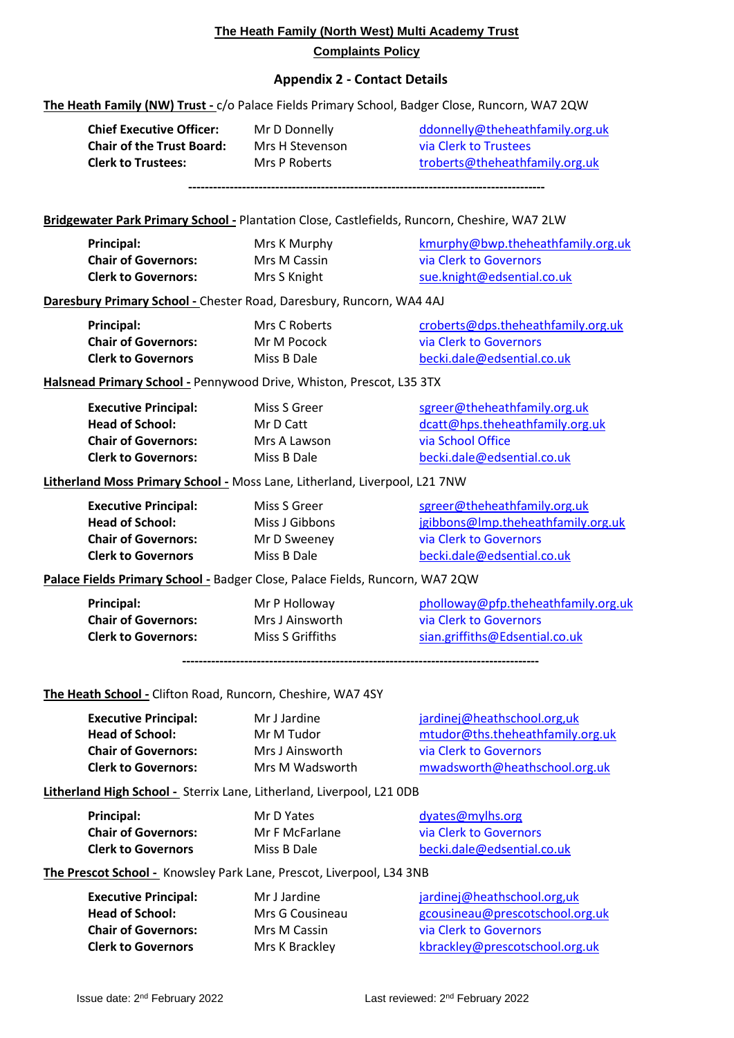**The Heath Family (North West) Multi Academy Trust**

**Complaints Policy**

## Appendix 2 - Contact Details

**The Heath Family (NW) Trust -** c/o Palace Fields Primary School, Badger Close, Runcorn, WA7 2QW

| | | |
|---|---|---|
| **Chief Executive Officer:** | Mr D Donnelly | ddonnelly@theheathfamily.org.uk |
| **Chair of the Trust Board:** | Mrs H Stevenson | via Clerk to Trustees |
| **Clerk to Trustees:** | Mrs P Roberts | troberts@theheathfamily.org.uk |

---

**Bridgewater Park Primary School -** Plantation Close, Castlefields, Runcorn, Cheshire, WA7 2LW

| | | |
|---|---|---|
| **Principal:** | Mrs K Murphy | kmurphy@bwp.theheathfamily.org.uk |
| **Chair of Governors:** | Mrs M Cassin | via Clerk to Governors |
| **Clerk to Governors:** | Mrs S Knight | sue.knight@edsential.co.uk |

**Daresbury Primary School -** Chester Road, Daresbury, Runcorn, WA4 4AJ

| | | |
|---|---|---|
| **Principal:** | Mrs C Roberts | croberts@dps.theheathfamily.org.uk |
| **Chair of Governors:** | Mr M Pocock | via Clerk to Governors |
| **Clerk to Governors** | Miss B Dale | becki.dale@edsential.co.uk |

**Halsnead Primary School -** Pennywood Drive, Whiston, Prescot, L35 3TX

| | | |
|---|---|---|
| **Executive Principal:** | Miss S Greer | sgreer@theheathfamily.org.uk |
| **Head of School:** | Mr D Catt | dcatt@hps.theheathfamily.org.uk |
| **Chair of Governors:** | Mrs A Lawson | via School Office |
| **Clerk to Governors:** | Miss B Dale | becki.dale@edsential.co.uk |

**Litherland Moss Primary School -** Moss Lane, Litherland, Liverpool, L21 7NW

| | | |
|---|---|---|
| **Executive Principal:** | Miss S Greer | sgreer@theheathfamily.org.uk |
| **Head of School:** | Miss J Gibbons | jgibbons@lmp.theheathfamily.org.uk |
| **Chair of Governors:** | Mr D Sweeney | via Clerk to Governors |
| **Clerk to Governors** | Miss B Dale | becki.dale@edsential.co.uk |

**Palace Fields Primary School -** Badger Close, Palace Fields, Runcorn, WA7 2QW

| | | |
|---|---|---|
| **Principal:** | Mr P Holloway | pholloway@pfp.theheathfamily.org.uk |
| **Chair of Governors:** | Mrs J Ainsworth | via Clerk to Governors |
| **Clerk to Governors:** | Miss S Griffiths | sian.griffiths@Edsential.co.uk |

---

**The Heath School -** Clifton Road, Runcorn, Cheshire, WA7 4SY

| | | |
|---|---|---|
| **Executive Principal:** | Mr J Jardine | jardinej@heathschool.org,uk |
| **Head of School:** | Mr M Tudor | mtudor@ths.theheathfamily.org.uk |
| **Chair of Governors:** | Mrs J Ainsworth | via Clerk to Governors |
| **Clerk to Governors:** | Mrs M Wadsworth | mwadsworth@heathschool.org.uk |

**Litherland High School -** Sterrix Lane, Litherland, Liverpool, L21 0DB

| | | |
|---|---|---|
| **Principal:** | Mr D Yates | dyates@mylhs.org |
| **Chair of Governors:** | Mr F McFarlane | via Clerk to Governors |
| **Clerk to Governors** | Miss B Dale | becki.dale@edsential.co.uk |

**The Prescot School -** Knowsley Park Lane, Prescot, Liverpool, L34 3NB

| | | |
|---|---|---|
| **Executive Principal:** | Mr J Jardine | jardinej@heathschool.org,uk |
| **Head of School:** | Mrs G Cousineau | gcousineau@prescotschool.org.uk |
| **Chair of Governors:** | Mrs M Cassin | via Clerk to Governors |
| **Clerk to Governors** | Mrs K Brackley | kbrackley@prescotschool.org.uk |

Issue date: 2nd February 2022 Last reviewed: 2nd February 2022